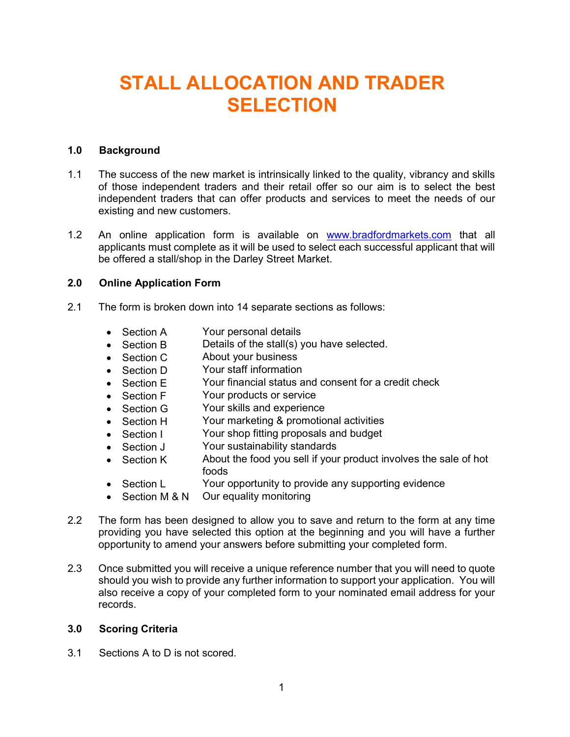# STALL ALLOCATION AND TRADER SELECTION

**1.0 Background**

1.1 The success of the new market is intrinsically linked to the quality, vibrancy and skills of those independent traders and their retail offer so our aim is to select the best independent traders that can offer products and services to meet the needs of our existing and new customers.

1.2 An online application form is available on [www.bradfordmarkets.com](http://www.bradfordmarkets.com) that all applicants must complete as it will be used to select each successful applicant that will be offered a stall/shop in the Darley Street Market.

**2.0 Online Application Form**

2.1 The form is broken down into 14 separate sections as follows:

- Section A — Your personal details
- Section B — Details of the stall(s) you have selected.
- Section C — About your business
- Section D — Your staff information
- Section E — Your financial status and consent for a credit check
- Section F — Your products or service
- Section G — Your skills and experience
- Section H — Your marketing & promotional activities
- Section I — Your shop fitting proposals and budget
- Section J — Your sustainability standards
- Section K — About the food you sell if your product involves the sale of hot foods
- Section L — Your opportunity to provide any supporting evidence
- Section M & N — Our equality monitoring

2.2 The form has been designed to allow you to save and return to the form at any time providing you have selected this option at the beginning and you will have a further opportunity to amend your answers before submitting your completed form.

2.3 Once submitted you will receive a unique reference number that you will need to quote should you wish to provide any further information to support your application. You will also receive a copy of your completed form to your nominated email address for your records.

**3.0 Scoring Criteria**

3.1 Sections A to D is not scored.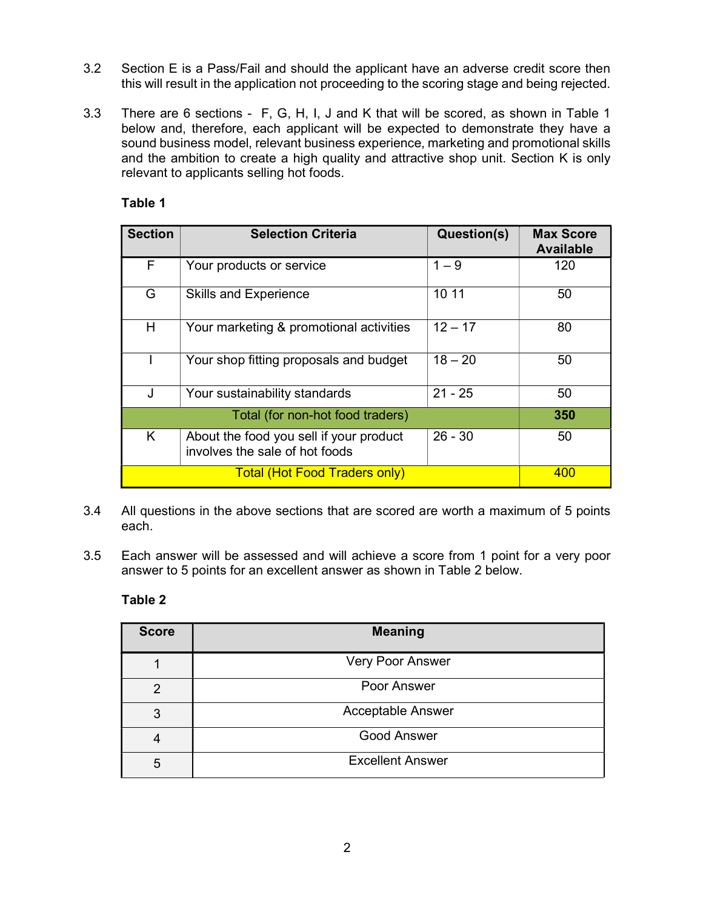3.2 Section E is a Pass/Fail and should the applicant have an adverse credit score then this will result in the application not proceeding to the scoring stage and being rejected.

3.3 There are 6 sections - F, G, H, I, J and K that will be scored, as shown in Table 1 below and, therefore, each applicant will be expected to demonstrate they have a sound business model, relevant business experience, marketing and promotional skills and the ambition to create a high quality and attractive shop unit. Section K is only relevant to applicants selling hot foods.

**Table 1**

| Section | Selection Criteria | Question(s) | Max Score Available |
|---|---|---|---|
| F | Your products or service | 1 – 9 | 120 |
| G | Skills and Experience | 10 11 | 50 |
| H | Your marketing & promotional activities | 12 – 17 | 80 |
| I | Your shop fitting proposals and budget | 18 – 20 | 50 |
| J | Your sustainability standards | 21 - 25 | 50 |
| | Total (for non-hot food traders) | | **350** |
| K | About the food you sell if your product involves the sale of hot foods | 26 - 30 | 50 |
| | Total (Hot Food Traders only) | | 400 |

3.4 All questions in the above sections that are scored are worth a maximum of 5 points each.

3.5 Each answer will be assessed and will achieve a score from 1 point for a very poor answer to 5 points for an excellent answer as shown in Table 2 below.

**Table 2**

| Score | Meaning |
|---|---|
| 1 | Very Poor Answer |
| 2 | Poor Answer |
| 3 | Acceptable Answer |
| 4 | Good Answer |
| 5 | Excellent Answer |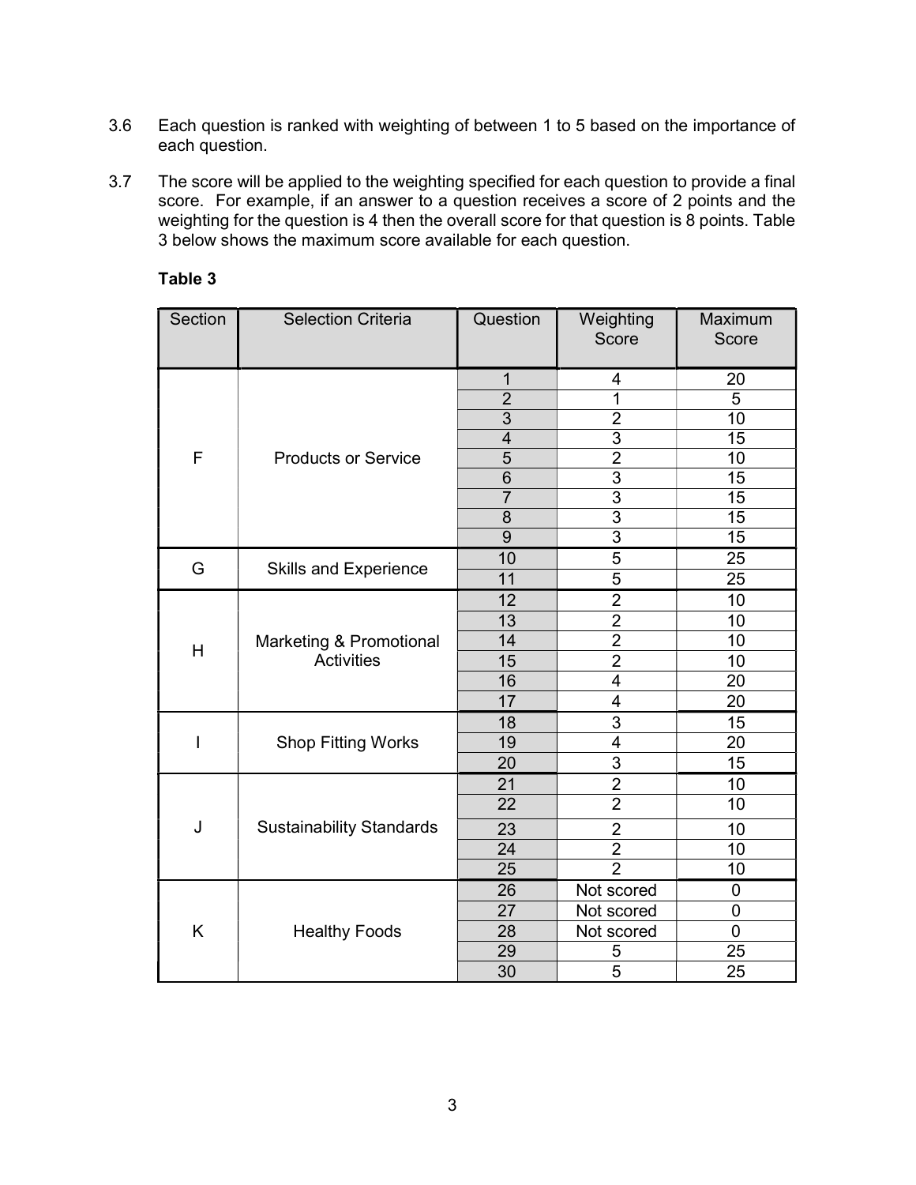3.6 Each question is ranked with weighting of between 1 to 5 based on the importance of each question.

3.7 The score will be applied to the weighting specified for each question to provide a final score. For example, if an answer to a question receives a score of 2 points and the weighting for the question is 4 then the overall score for that question is 8 points. Table 3 below shows the maximum score available for each question.

**Table 3**

| Section | Selection Criteria | Question | Weighting Score | Maximum Score |
|---|---|---|---|---|
| F | Products or Service | 1 | 4 | 20 |
| | | 2 | 1 | 5 |
| | | 3 | 2 | 10 |
| | | 4 | 3 | 15 |
| | | 5 | 2 | 10 |
| | | 6 | 3 | 15 |
| | | 7 | 3 | 15 |
| | | 8 | 3 | 15 |
| | | 9 | 3 | 15 |
| G | Skills and Experience | 10 | 5 | 25 |
| | | 11 | 5 | 25 |
| H | Marketing & Promotional Activities | 12 | 2 | 10 |
| | | 13 | 2 | 10 |
| | | 14 | 2 | 10 |
| | | 15 | 2 | 10 |
| | | 16 | 4 | 20 |
| | | 17 | 4 | 20 |
| I | Shop Fitting Works | 18 | 3 | 15 |
| | | 19 | 4 | 20 |
| | | 20 | 3 | 15 |
| J | Sustainability Standards | 21 | 2 | 10 |
| | | 22 | 2 | 10 |
| | | 23 | 2 | 10 |
| | | 24 | 2 | 10 |
| | | 25 | 2 | 10 |
| K | Healthy Foods | 26 | Not scored | 0 |
| | | 27 | Not scored | 0 |
| | | 28 | Not scored | 0 |
| | | 29 | 5 | 25 |
| | | 30 | 5 | 25 |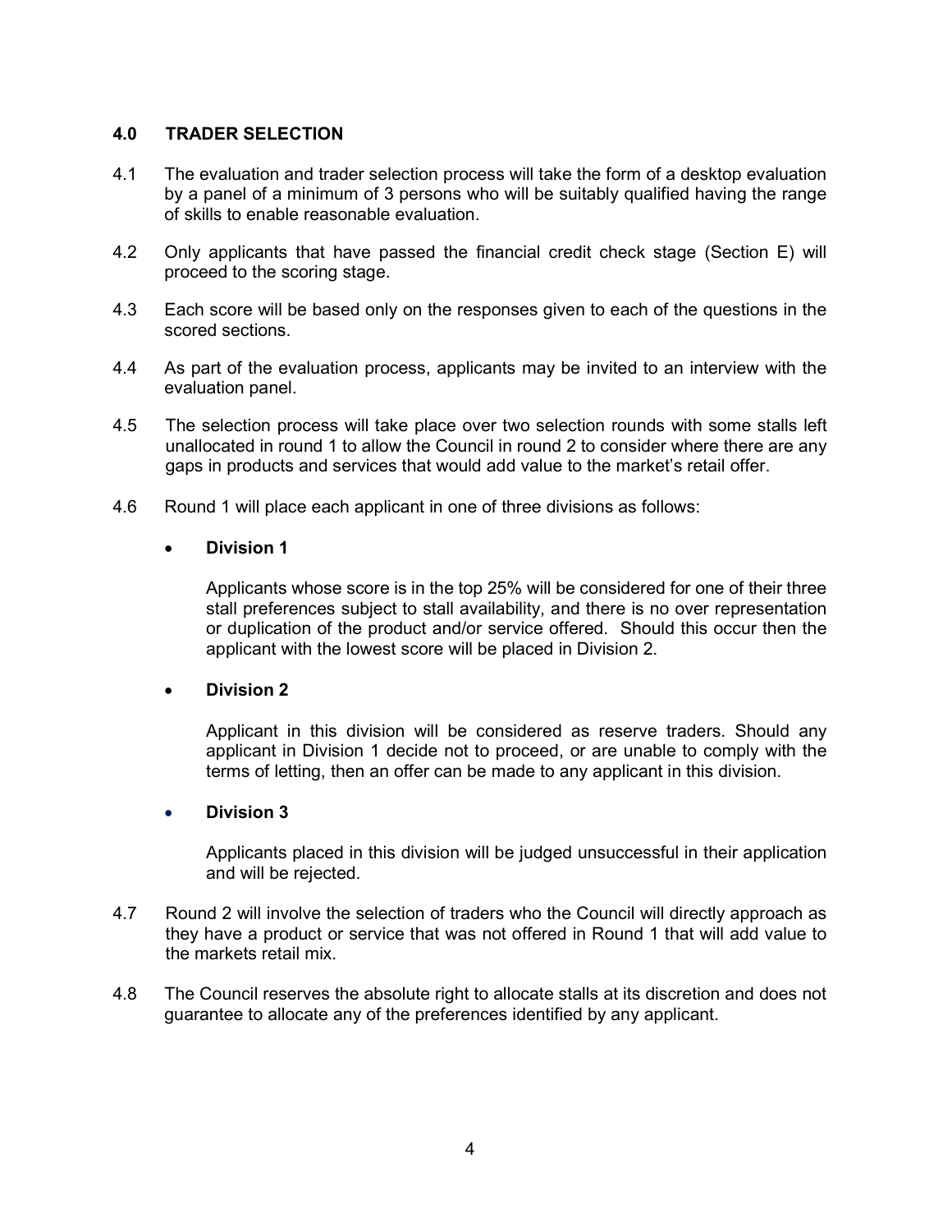## 4.0 TRADER SELECTION

4.1 The evaluation and trader selection process will take the form of a desktop evaluation by a panel of a minimum of 3 persons who will be suitably qualified having the range of skills to enable reasonable evaluation.

4.2 Only applicants that have passed the financial credit check stage (Section E) will proceed to the scoring stage.

4.3 Each score will be based only on the responses given to each of the questions in the scored sections.

4.4 As part of the evaluation process, applicants may be invited to an interview with the evaluation panel.

4.5 The selection process will take place over two selection rounds with some stalls left unallocated in round 1 to allow the Council in round 2 to consider where there are any gaps in products and services that would add value to the market's retail offer.

4.6 Round 1 will place each applicant in one of three divisions as follows:

- **Division 1**

  Applicants whose score is in the top 25% will be considered for one of their three stall preferences subject to stall availability, and there is no over representation or duplication of the product and/or service offered. Should this occur then the applicant with the lowest score will be placed in Division 2.

- **Division 2**

  Applicant in this division will be considered as reserve traders. Should any applicant in Division 1 decide not to proceed, or are unable to comply with the terms of letting, then an offer can be made to any applicant in this division.

- **Division 3**

  Applicants placed in this division will be judged unsuccessful in their application and will be rejected.

4.7 Round 2 will involve the selection of traders who the Council will directly approach as they have a product or service that was not offered in Round 1 that will add value to the markets retail mix.

4.8 The Council reserves the absolute right to allocate stalls at its discretion and does not guarantee to allocate any of the preferences identified by any applicant.